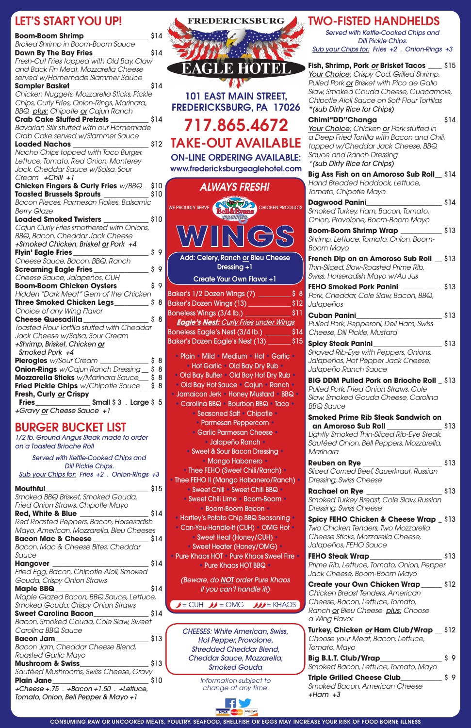# LET'S START YOU UP!

**Boom-Boom Shrimp** ____ $14
*Broiled Shrimp in Boom-Boom Sauce*

**Down By The Bay Fries** ____ $14
*Fresh-Cut Fries topped with Old Bay, Claw and Back Fin Meat, Mozzarella Cheese served w/Homemade Slammer Sauce*

**Sampler Basket** ____ $14
*Chicken Nuggets, Mozzarella Sticks, Pickle Chips, Curly Fries, Onion-Rings, Marinara, BBQ plus: Chipotle or Cajun Ranch*

**Crab Cake Stuffed Pretzels** ____ $14
*Bavarian Stix stuffed with our Homemade Crab Cake served w/Slammer Sauce*

**Loaded Nachos** ____ $12
*Nacho Chips topped with Taco Burger, Lettuce, Tomato, Red Onion, Monterey Jack, Cheddar Sauce w/Salsa, Sour Cream +Chili +1*

**Chicken Fingers & Curly Fries** *w/BBQ* ____ $10

**Toasted Brussels Sprouts** ____ $10
*Bacon Pieces, Parmesan Flakes, Balsamic Berry Glaze*

**Loaded Smoked Twisters** ____ $10
*Cajun Curly Fries smothered with Onions, BBQ, Bacon, Cheddar Jack Cheese +Smoked Chicken, Brisket or Pork +4*

**Flyin' Eagle Fries** ____ $ 9
*Cheese Sauce, Bacon, BBQ, Ranch*

**Screaming Eagle Fries** ____ $ 9
*Cheese Sauce, Jalapeños, CUH*

**Boom-Boom Chicken Oysters** ____ $ 9
*Hidden "Dark Meat" Gem of the Chicken*

**Three Smoked Chicken Legs** ____ $ 8
*Choice of any Wing Flavor*

**Cheese Quesadilla** ____ $ 8
*Toasted Flour Tortilla stuffed with Cheddar Jack Cheese w/Salsa, Sour Cream +Shrimp, Brisket, Chicken or Smoked Pork +4*

**Pierogies** *w/Sour Cream* ____ $ 8

**Onion-Rings** *w/Cajun Ranch Dressing* ____ $ 8

**Mozzarella Sticks** *w/Marinara Sauce* ____ $ 8

**Fried Pickle Chips** *w/Chipotle Sauce* ____ $ 8

**Fresh, Curly or Crispy Fries** ____ Small $ 3 . Large $ 5
*+Gravy or Cheese Sauce +1*

# BURGER BUCKET LIST

*1/2 lb. Ground Angus Steak made to order on a Toasted Brioche Roll*

*Served with Kettle-Cooked Chips and Dill Pickle Chips.*
*Sub your Chips for: Fries +2 . Onion-Rings +3*

**Mouthful** ____ $15
*Smoked BBQ Brisket, Smoked Gouda, Fried Onion Straws, Chipotle Mayo*

**Red, White & Blue** ____ $14
*Red Roasted Peppers, Bacon, Horseradish Mayo, American, Mozzarella, Bleu Cheeses*

**Bacon Mac & Cheese** ____ $14
*Bacon, Mac & Cheese Bites, Cheddar Sauce*

**Hangover** ____ $14
*Fried Egg, Bacon, Chipotle Aioli, Smoked Gouda, Crispy Onion Straws*

**Maple BBQ** ____ $14
*Maple Glazed Bacon, BBQ Sauce, Lettuce, Smoked Gouda, Crispy Onion Straws*

**Sweet Carolina Bacon** ____ $14
*Bacon, Smoked Gouda, Cole Slaw, Sweet Carolina BBQ Sauce*

**Bacon Jam** ____ $13
*Bacon Jam, Cheddar Cheese Blend, Roasted Garlic Mayo*

**Mushroom & Swiss** ____ $13
*Sautéed Mushrooms, Swiss Cheese, Gravy*

**Plain Jane** ____ $10
*+Cheese +.75 . +Bacon +1.50 . +Lettuce, Tomato, Onion, Bell Pepper & Mayo +1*

# FREDERICKSBURG EAGLE HOTEL

**101 EAST MAIN STREET, FREDERICKSBURG, PA 17026**

**717.865.4672**

**TAKE-OUT AVAILABLE**

**ON-LINE ORDERING AVAILABLE:**
**www.fredericksburgeaglehotel.com**

## ALWAYS FRESH!

WE PROUDLY SERVE Bell & Evans CHICKEN PRODUCTS

## WINGS

**Add: Celery, Ranch or Bleu Cheese Dressing +1**
**Create Your Own Flavor +1**

Baker's 1/2 Dozen Wings (7) ____ $ 8
Baker's Dozen Wings (13) ____ $12
Boneless Wings (3/4 lb.) ____ $11
***Eagle's Nest:** Curly Fries under Wings*
Boneless Eagle's Nest (3/4 lb.) ____ $14
Baker's Dozen Eagle's Nest (13) ____ $15

Plain • Mild • Medium • Hot • Garlic • Hot Garlic • Old Bay Dry Rub • Old Bay Butter • Old Bay Hot Dry Rub • Old Bay Hot Sauce • Cajun • Ranch • Jamaican Jerk • Honey Mustard • BBQ • Carolina BBQ • Bourbon BBQ • Taco • Seasoned Salt • Chipotle • Parmesan Peppercorn • Garlic Parmesan Cheese • Jalapeño Ranch • Sweet & Sour Bacon Dressing • Mango Habanero • Thee FEHO (Sweet Chili/Ranch) • Thee FEHO II (Mango Habanero/Ranch) • Sweet Chili • Sweet Chili BBQ • Sweet Chili Lime • Boom-Boom • Boom-Boom Bacon • Hartley's Potato Chip BBQ Seasoning • Can-You-Handle-It (CUH) • OMG Hot • Sweet Heat (Honey/CUH) • Sweet Heater (Honey/OMG) • Pure Khaos HOT • Pure Khaos Sweet Fire • Pure Khaos HOT BBQ

*(Beware, do NOT order Pure Khaos if you can't handle it!)*

🌶 = CUH 🌶🌶 = OMG 🌶🌶🌶 = KHAOS

*CHEESES: White American, Swiss, Hot Pepper, Provolone, Shredded Cheddar Blend, Cheddar Sauce, Mozzarella, Smoked Gouda*

*Information subject to change at any time.*

# TWO-FISTED HANDHELDS

*Served with Kettle-Cooked Chips and Dill Pickle Chips.*
*Sub your Chips for: Fries +2 . Onion-Rings +3*

**Fish, Shrimp, Pork or Brisket Tacos** ____ $15
*Your Choice: Crispy Cod, Grilled Shrimp, Pulled Pork or Brisket with Pico de Gallo Slaw, Smoked Gouda Cheese, Guacamole, Chipotle Aioli Sauce on Soft Flour Tortillas *(sub Dirty Rice for Chips)*

**Chimi"DD"Changa** ____ $14
*Your Choice: Chicken or Pork stuffed in a Deep Fried Tortilla with Bacon and Chili, topped w/Cheddar Jack Cheese, BBQ Sauce and Ranch Dressing *(sub Dirty Rice for Chips)*

**Big Ass Fish on an Amoroso Sub Roll** ____ $14
*Hand Breaded Haddock, Lettuce, Tomato, Chipotle Mayo*

**Dagwood Panini** ____ $14
*Smoked Turkey, Ham, Bacon, Tomato, Onion, Provolone, Boom-Boom Mayo*

**Boom-Boom Shrimp Wrap** ____ $13
*Shrimp, Lettuce, Tomato, Onion, Boom-Boom Mayo*

**French Dip on an Amoroso Sub Roll** ____ $13
*Thin-Sliced, Slow-Roasted Prime Rib, Swiss, Horseradish Mayo w/Au Jus*

**FEHO Smoked Pork Panini** ____ $13
*Pork, Cheddar, Cole Slaw, Bacon, BBQ, Jalapeños*

**Cuban Panini** ____ $13
*Pulled Pork, Pepperoni, Deli Ham, Swiss Cheese, Dill Pickle, Mustard*

**Spicy Steak Panini** ____ $13
*Shaved Rib-Eye with Peppers, Onions, Jalapeños, Hot Pepper Jack Cheese, Jalapeño Ranch Sauce*

**BIG DDM Pulled Pork on Brioche Roll** ____ $13
*Pulled Pork, Fried Onion Straws, Cole Slaw, Smoked Gouda Cheese, Carolina BBQ Sauce*

**Smoked Prime Rib Steak Sandwich on an Amoroso Sub Roll** ____ $13
*Lightly Smoked Thin-Sliced Rib-Eye Steak, Sautéed Onion, Bell Peppers, Mozzarella, Marinara*

**Reuben on Rye** ____ $13
*Sliced Corned Beef, Sauerkraut, Russian Dressing, Swiss Cheese*

**Rachael on Rye** ____ $13
*Smoked Turkey Breast, Cole Slaw, Russian Dressing, Swiss Cheese*

**Spicy FEHO Chicken & Cheese Wrap** ____ $13
*Two Chicken Tenders, Two Mozzarella Cheese Sticks, Mozzarella Cheese, Jalapeños, FEHO Sauce*

**FEHO Steak Wrap** ____ $13
*Prime Rib, Lettuce, Tomato, Onion, Pepper Jack Cheese, Boom-Boom Mayo*

**Create your Own Chicken Wrap** ____ $12
*Chicken Breast Tenders, American Cheese, Bacon, Lettuce, Tomato, Ranch or Bleu Cheese plus: Choose a Wing Flavor*

**Turkey, Chicken or Ham Club/Wrap** ____ $12
*Choose your Meat, Bacon, Lettuce, Tomato, Mayo*

**Big B.L.T. Club/Wrap** ____ $ 9
*Smoked Bacon, Lettuce, Tomato, Mayo*

**Triple Grilled Cheese Club** ____ $ 9
*Smoked Bacon, American Cheese +Ham +3*

CONSUMING RAW OR UNCOOKED MEATS, POULTRY, SEAFOOD, SHELLFISH OR EGGS MAY INCREASE YOUR RISK OF FOOD BORNE ILLNESS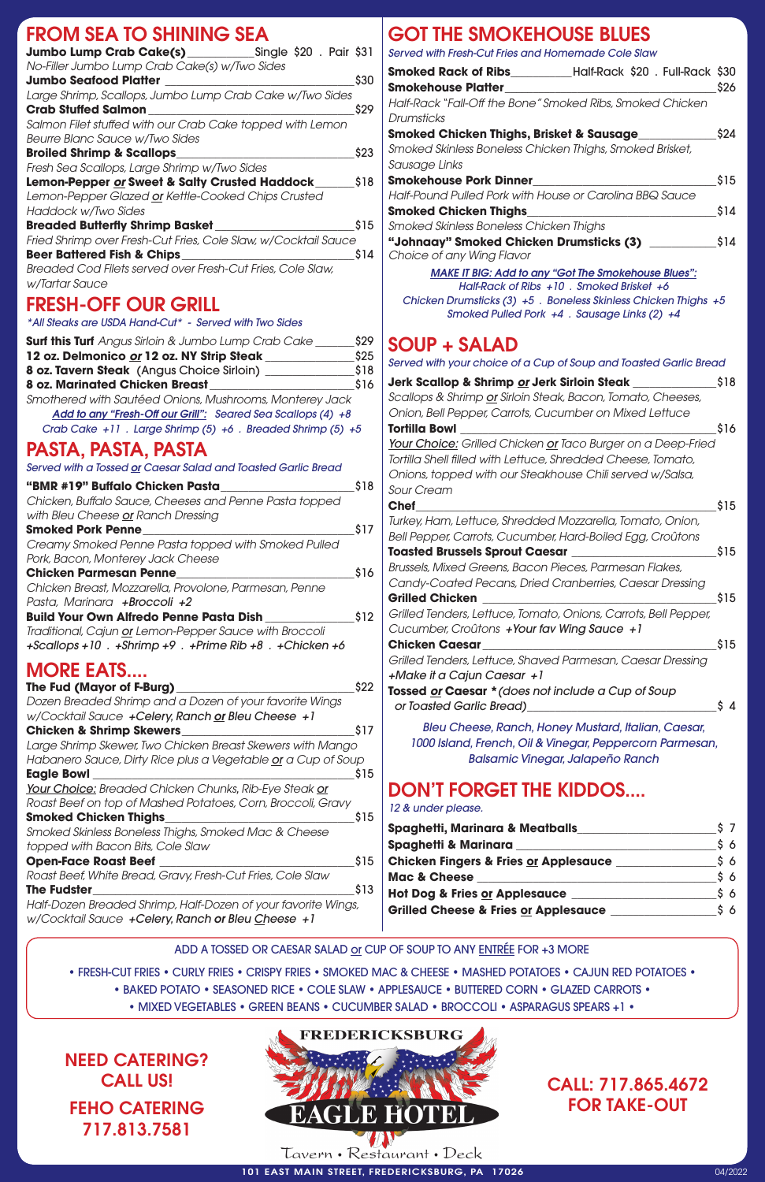## FROM SEA TO SHINING SEA

**Jumbo Lump Crab Cake(s)** Single $20 . Pair $31
*No-Filler Jumbo Lump Crab Cake(s) w/Two Sides*

**Jumbo Seafood Platter** $30
*Large Shrimp, Scallops, Jumbo Lump Crab Cake w/Two Sides*

**Crab Stuffed Salmon** $29
*Salmon Filet stuffed with our Crab Cake topped with Lemon Beurre Blanc Sauce w/Two Sides*

**Broiled Shrimp & Scallops** $23
*Fresh Sea Scallops, Large Shrimp w/Two Sides*

**Lemon-Pepper *or* Sweet & Salty Crusted Haddock** $18
*Lemon-Pepper Glazed or Kettle-Cooked Chips Crusted Haddock w/Two Sides*

**Breaded Butterfly Shrimp Basket** $15
*Fried Shrimp over Fresh-Cut Fries, Cole Slaw, w/Cocktail Sauce*

**Beer Battered Fish & Chips** $14
*Breaded Cod Filets served over Fresh-Cut Fries, Cole Slaw, w/Tartar Sauce*

## FRESH-OFF OUR GRILL

*\*All Steaks are USDA Hand-Cut\* - Served with Two Sides*

**Surf this Turf** *Angus Sirloin & Jumbo Lump Crab Cake* $29

**12 oz. Delmonico *or* 12 oz. NY Strip Steak** $25

**8 oz. Tavern Steak** (Angus Choice Sirloin) $18

**8 oz. Marinated Chicken Breast** $16
*Smothered with Sautéed Onions, Mushrooms, Monterey Jack*

*Add to any "Fresh-Off our Grill": Seared Sea Scallops (4) +8*
*Crab Cake +11 . Large Shrimp (5) +6 . Breaded Shrimp (5) +5*

## PASTA, PASTA, PASTA

*Served with a Tossed or Caesar Salad and Toasted Garlic Bread*

**"BMR #19" Buffalo Chicken Pasta** $18
*Chicken, Buffalo Sauce, Cheeses and Penne Pasta topped with Bleu Cheese or Ranch Dressing*

**Smoked Pork Penne** $17
*Creamy Smoked Penne Pasta topped with Smoked Pulled Pork, Bacon, Monterey Jack Cheese*

**Chicken Parmesan Penne** $16
*Chicken Breast, Mozzarella, Provolone, Parmesan, Penne Pasta, Marinara +Broccoli +2*

**Build Your Own Alfredo Penne Pasta Dish** $12
*Traditional, Cajun or Lemon-Pepper Sauce with Broccoli*
*+Scallops +10 . +Shrimp +9 . +Prime Rib +8 . +Chicken +6*

## MORE EATS....

**The Fud (Mayor of F-Burg)** $22
*Dozen Breaded Shrimp and a Dozen of your favorite Wings w/Cocktail Sauce +Celery, Ranch or Bleu Cheese +1*

**Chicken & Shrimp Skewers** $17
*Large Shrimp Skewer, Two Chicken Breast Skewers with Mango Habanero Sauce, Dirty Rice plus a Vegetable or a Cup of Soup*

**Eagle Bowl** $15
*Your Choice: Breaded Chicken Chunks, Rib-Eye Steak or Roast Beef on top of Mashed Potatoes, Corn, Broccoli, Gravy*

**Smoked Chicken Thighs** $15
*Smoked Skinless Boneless Thighs, Smoked Mac & Cheese topped with Bacon Bits, Cole Slaw*

**Open-Face Roast Beef** $15
*Roast Beef, White Bread, Gravy, Fresh-Cut Fries, Cole Slaw*

**The Fudster** $13
*Half-Dozen Breaded Shrimp, Half-Dozen of your favorite Wings, w/Cocktail Sauce +Celery, Ranch or Bleu Cheese +1*

## GOT THE SMOKEHOUSE BLUES

*Served with Fresh-Cut Fries and Homemade Cole Slaw*

**Smoked Rack of Ribs** Half-Rack $20 . Full-Rack $30

**Smokehouse Platter** $26
*Half-Rack "Fall-Off the Bone" Smoked Ribs, Smoked Chicken Drumsticks*

**Smoked Chicken Thighs, Brisket & Sausage** $24
*Smoked Skinless Boneless Chicken Thighs, Smoked Brisket, Sausage Links*

**Smokehouse Pork Dinner** $15
*Half-Pound Pulled Pork with House or Carolina BBQ Sauce*

**Smoked Chicken Thighs** $14
*Smoked Skinless Boneless Chicken Thighs*

**"Johnaay" Smoked Chicken Drumsticks (3)** $14
*Choice of any Wing Flavor*

*MAKE IT BIG: Add to any "Got The Smokehouse Blues":*
*Half-Rack of Ribs +10 . Smoked Brisket +6*
*Chicken Drumsticks (3) +5 . Boneless Skinless Chicken Thighs +5*
*Smoked Pulled Pork +4 . Sausage Links (2) +4*

## SOUP + SALAD

*Served with your choice of a Cup of Soup and Toasted Garlic Bread*

**Jerk Scallop & Shrimp *or* Jerk Sirloin Steak** $18
*Scallops & Shrimp or Sirloin Steak, Bacon, Tomato, Cheeses, Onion, Bell Pepper, Carrots, Cucumber on Mixed Lettuce*

**Tortilla Bowl** $16
*Your Choice: Grilled Chicken or Taco Burger on a Deep-Fried Tortilla Shell filled with Lettuce, Shredded Cheese, Tomato, Onions, topped with our Steakhouse Chili served w/Salsa, Sour Cream*

**Chef** $15
*Turkey, Ham, Lettuce, Shredded Mozzarella, Tomato, Onion, Bell Pepper, Carrots, Cucumber, Hard-Boiled Egg, Croûtons*

**Toasted Brussels Sprout Caesar** $15
*Brussels, Mixed Greens, Bacon Pieces, Parmesan Flakes, Candy-Coated Pecans, Dried Cranberries, Caesar Dressing*

**Grilled Chicken** $15
*Grilled Tenders, Lettuce, Tomato, Onions, Carrots, Bell Pepper, Cucumber, Croûtons +Your fav Wing Sauce +1*

**Chicken Caesar** $15
*Grilled Tenders, Lettuce, Shaved Parmesan, Caesar Dressing +Make it a Cajun Caesar +1*

**Tossed *or* Caesar** *\*(does not include a Cup of Soup or Toasted Garlic Bread)* $ 4

*Bleu Cheese, Ranch, Honey Mustard, Italian, Caesar, 1000 Island, French, Oil & Vinegar, Peppercorn Parmesan, Balsamic Vinegar, Jalapeño Ranch*

## DON'T FORGET THE KIDDOS....

*12 & under please.*

**Spaghetti, Marinara & Meatballs** $ 7

**Spaghetti & Marinara** $ 6

**Chicken Fingers & Fries *or* Applesauce** $ 6

**Mac & Cheese** $ 6

**Hot Dog & Fries *or* Applesauce** $ 6

**Grilled Cheese & Fries *or* Applesauce** $ 6

---

ADD A TOSSED OR CAESAR SALAD or CUP OF SOUP TO ANY ENTRÉE FOR +3 MORE

• FRESH-CUT FRIES • CURLY FRIES • CRISPY FRIES • SMOKED MAC & CHEESE • MASHED POTATOES • CAJUN RED POTATOES • BAKED POTATO • SEASONED RICE • COLE SLAW • APPLESAUCE • BUTTERED CORN • GLAZED CARROTS • MIXED VEGETABLES • GREEN BEANS • CUCUMBER SALAD • BROCCOLI • ASPARAGUS SPEARS +1 •

**NEED CATERING? CALL US!**
**FEHO CATERING 717.813.7581**

FREDERICKSBURG EAGLE HOTEL
Tavern • Restaurant • Deck

**CALL: 717.865.4672 FOR TAKE-OUT**

101 EAST MAIN STREET, FREDERICKSBURG, PA 17026

04/2022